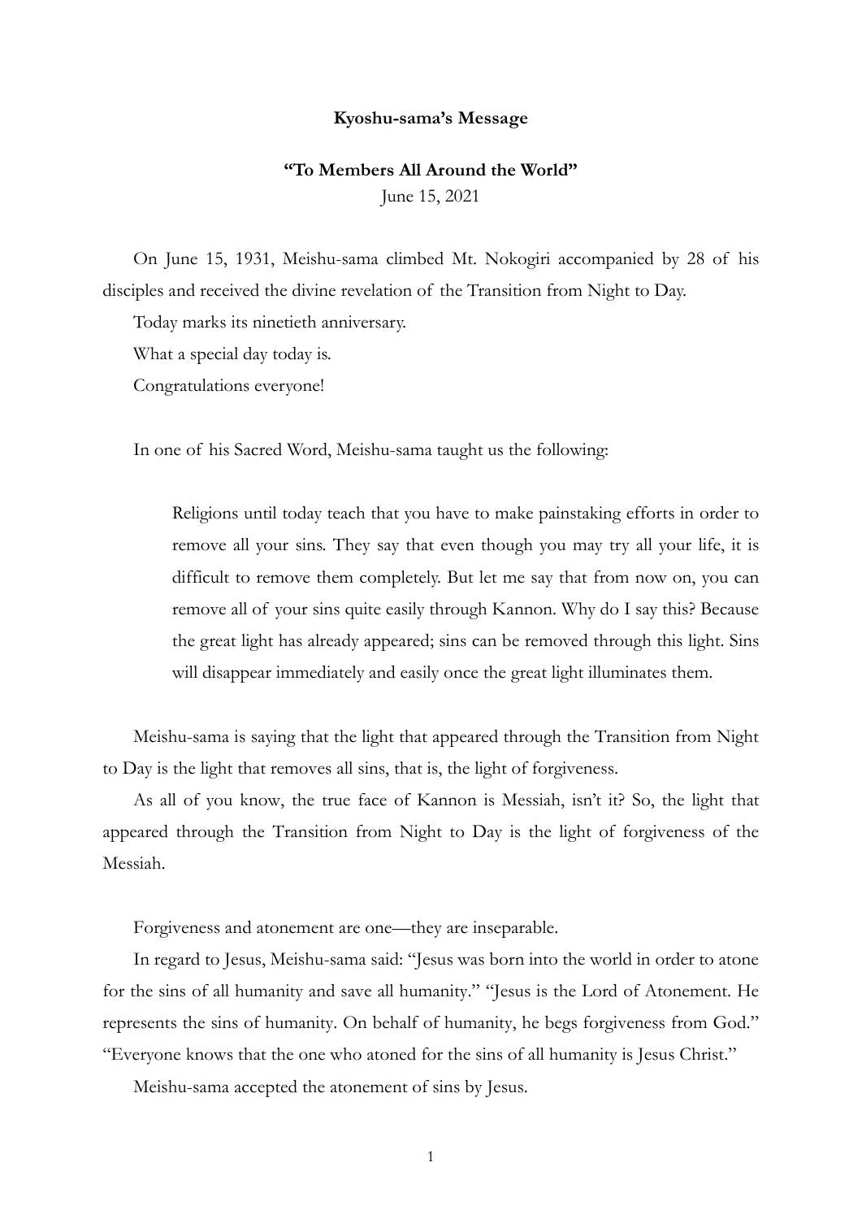**Kyoshu-sama's Message**

**"To Members All Around the World"**

June 15, 2021

On June 15, 1931, Meishu-sama climbed Mt. Nokogiri accompanied by 28 of his disciples and received the divine revelation of the Transition from Night to Day.

Today marks its ninetieth anniversary.

What a special day today is.

Congratulations everyone!

In one of his Sacred Word, Meishu-sama taught us the following:

> Religions until today teach that you have to make painstaking efforts in order to remove all your sins. They say that even though you may try all your life, it is difficult to remove them completely. But let me say that from now on, you can remove all of your sins quite easily through Kannon. Why do I say this? Because the great light has already appeared; sins can be removed through this light. Sins will disappear immediately and easily once the great light illuminates them.

Meishu-sama is saying that the light that appeared through the Transition from Night to Day is the light that removes all sins, that is, the light of forgiveness.

As all of you know, the true face of Kannon is Messiah, isn't it? So, the light that appeared through the Transition from Night to Day is the light of forgiveness of the Messiah.

Forgiveness and atonement are one—they are inseparable.

In regard to Jesus, Meishu-sama said: "Jesus was born into the world in order to atone for the sins of all humanity and save all humanity." "Jesus is the Lord of Atonement. He represents the sins of humanity. On behalf of humanity, he begs forgiveness from God." "Everyone knows that the one who atoned for the sins of all humanity is Jesus Christ."

Meishu-sama accepted the atonement of sins by Jesus.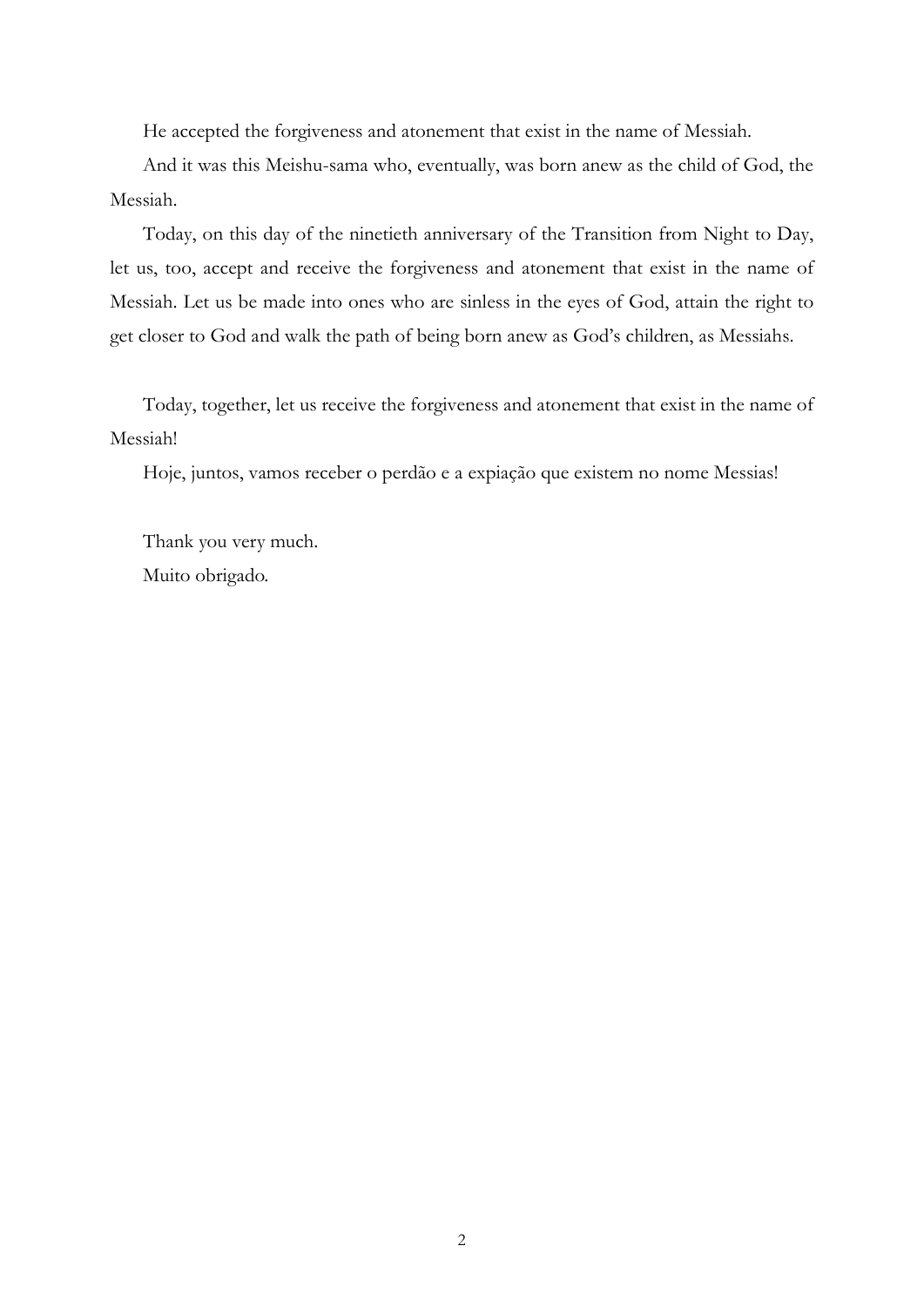He accepted the forgiveness and atonement that exist in the name of Messiah.

And it was this Meishu-sama who, eventually, was born anew as the child of God, the Messiah.

Today, on this day of the ninetieth anniversary of the Transition from Night to Day, let us, too, accept and receive the forgiveness and atonement that exist in the name of Messiah. Let us be made into ones who are sinless in the eyes of God, attain the right to get closer to God and walk the path of being born anew as God's children, as Messiahs.

Today, together, let us receive the forgiveness and atonement that exist in the name of Messiah!

Hoje, juntos, vamos receber o perdão e a expiação que existem no nome Messias!

Thank you very much.

Muito obrigado.